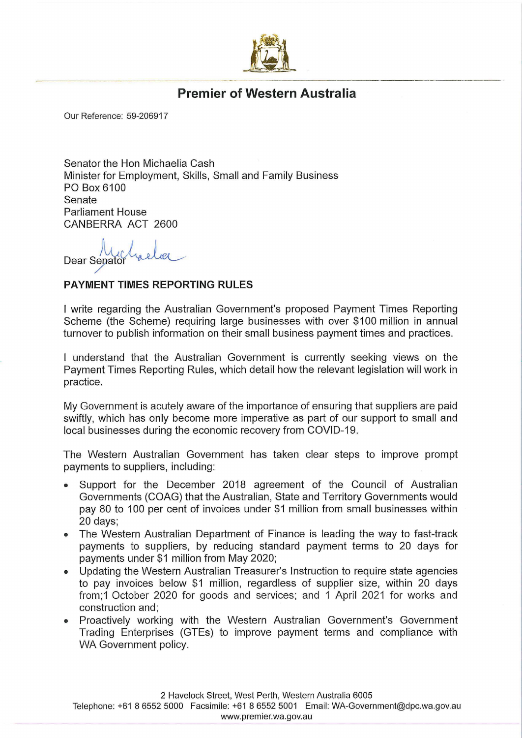# Premier of Western Australia

Our Reference: 59-206917

Senator the Hon Michaelia Cash
Minister for Employment, Skills, Small and Family Business
PO Box 6100
Senate
Parliament House
CANBERRA ACT 2600

Dear Senator Michaelia

**PAYMENT TIMES REPORTING RULES**

I write regarding the Australian Government's proposed Payment Times Reporting Scheme (the Scheme) requiring large businesses with over $100 million in annual turnover to publish information on their small business payment times and practices.

I understand that the Australian Government is currently seeking views on the Payment Times Reporting Rules, which detail how the relevant legislation will work in practice.

My Government is acutely aware of the importance of ensuring that suppliers are paid swiftly, which has only become more imperative as part of our support to small and local businesses during the economic recovery from COVID-19.

The Western Australian Government has taken clear steps to improve prompt payments to suppliers, including:

- Support for the December 2018 agreement of the Council of Australian Governments (COAG) that the Australian, State and Territory Governments would pay 80 to 100 per cent of invoices under $1 million from small businesses within 20 days;
- The Western Australian Department of Finance is leading the way to fast-track payments to suppliers, by reducing standard payment terms to 20 days for payments under $1 million from May 2020;
- Updating the Western Australian Treasurer's Instruction to require state agencies to pay invoices below $1 million, regardless of supplier size, within 20 days from;1 October 2020 for goods and services; and 1 April 2021 for works and construction and;
- Proactively working with the Western Australian Government's Government Trading Enterprises (GTEs) to improve payment terms and compliance with WA Government policy.

2 Havelock Street, West Perth, Western Australia 6005
Telephone: +61 8 6552 5000 Facsimile: +61 8 6552 5001 Email: WA-Government@dpc.wa.gov.au
www.premier.wa.gov.au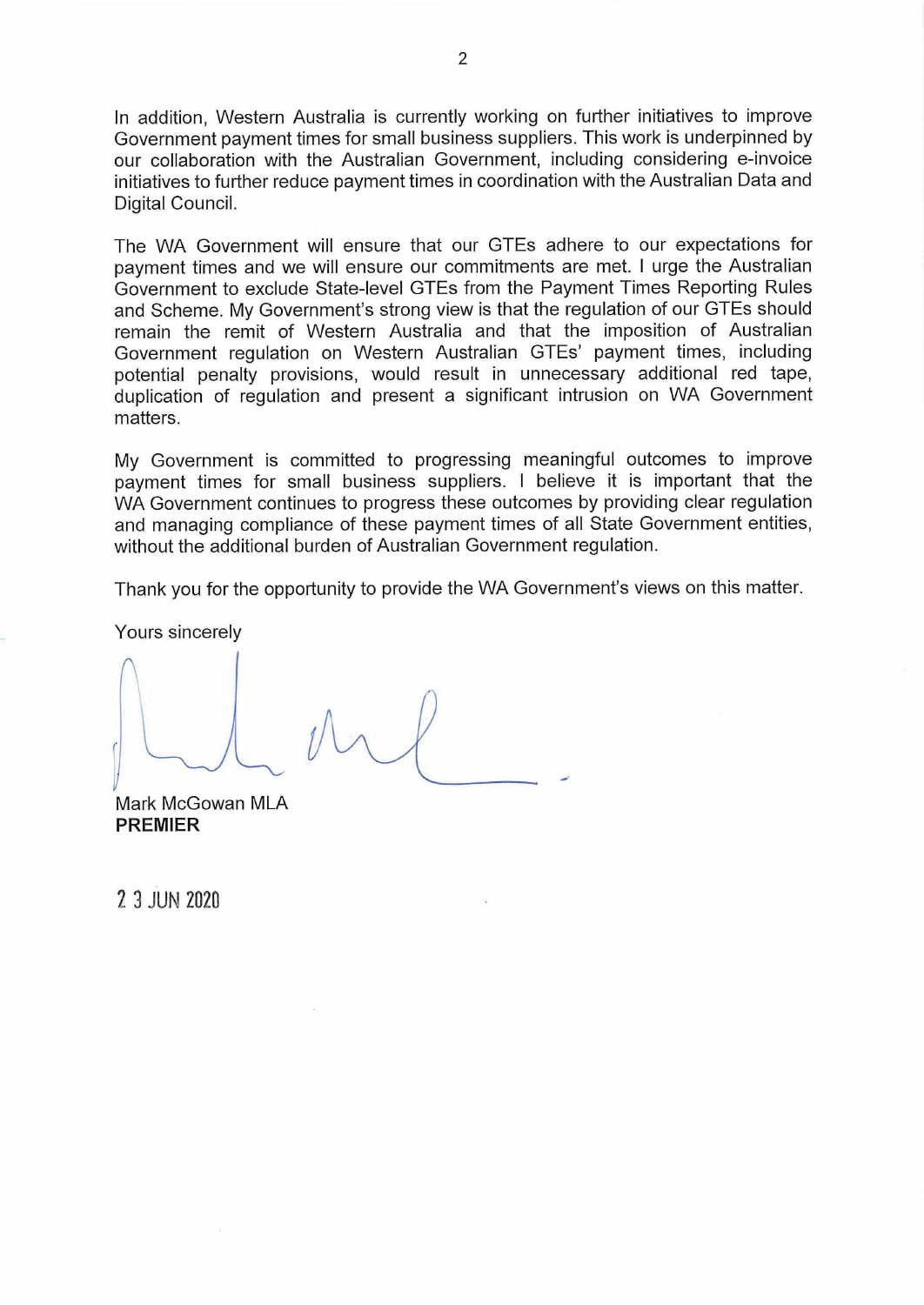In addition, Western Australia is currently working on further initiatives to improve Government payment times for small business suppliers. This work is underpinned by our collaboration with the Australian Government, including considering e-invoice initiatives to further reduce payment times in coordination with the Australian Data and Digital Council.

The WA Government will ensure that our GTEs adhere to our expectations for payment times and we will ensure our commitments are met. I urge the Australian Government to exclude State-level GTEs from the Payment Times Reporting Rules and Scheme. My Government's strong view is that the regulation of our GTEs should remain the remit of Western Australia and that the imposition of Australian Government regulation on Western Australian GTEs' payment times, including potential penalty provisions, would result in unnecessary additional red tape, duplication of regulation and present a significant intrusion on WA Government matters.

My Government is committed to progressing meaningful outcomes to improve payment times for small business suppliers. I believe it is important that the WA Government continues to progress these outcomes by providing clear regulation and managing compliance of these payment times of all State Government entities, without the additional burden of Australian Government regulation.

Thank you for the opportunity to provide the WA Government's views on this matter.

Yours sincerely

Mark McGowan MLA
**PREMIER**

23 JUN 2020